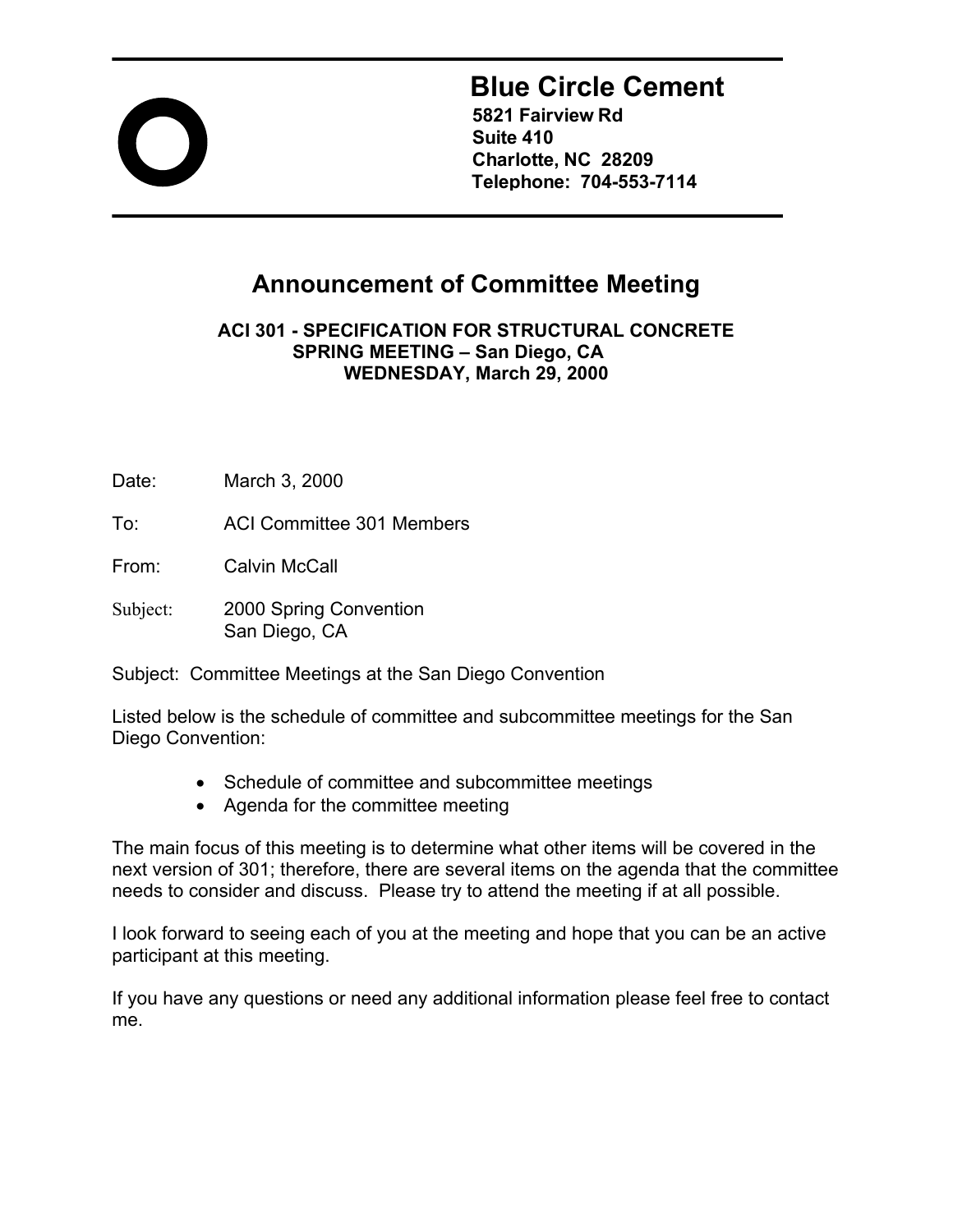# Blue Circle Cement

**5821 Fairview Rd**
**Suite 410**
**Charlotte, NC 28209**
**Telephone: 704-553-7114**

## Announcement of Committee Meeting

**ACI 301 - SPECIFICATION FOR STRUCTURAL CONCRETE**
**SPRING MEETING – San Diego, CA**
**WEDNESDAY, March 29, 2000**

Date: March 3, 2000

To: ACI Committee 301 Members

From: Calvin McCall

Subject: 2000 Spring Convention
San Diego, CA

Subject: Committee Meetings at the San Diego Convention

Listed below is the schedule of committee and subcommittee meetings for the San Diego Convention:

- Schedule of committee and subcommittee meetings
- Agenda for the committee meeting

The main focus of this meeting is to determine what other items will be covered in the next version of 301; therefore, there are several items on the agenda that the committee needs to consider and discuss. Please try to attend the meeting if at all possible.

I look forward to seeing each of you at the meeting and hope that you can be an active participant at this meeting.

If you have any questions or need any additional information please feel free to contact me.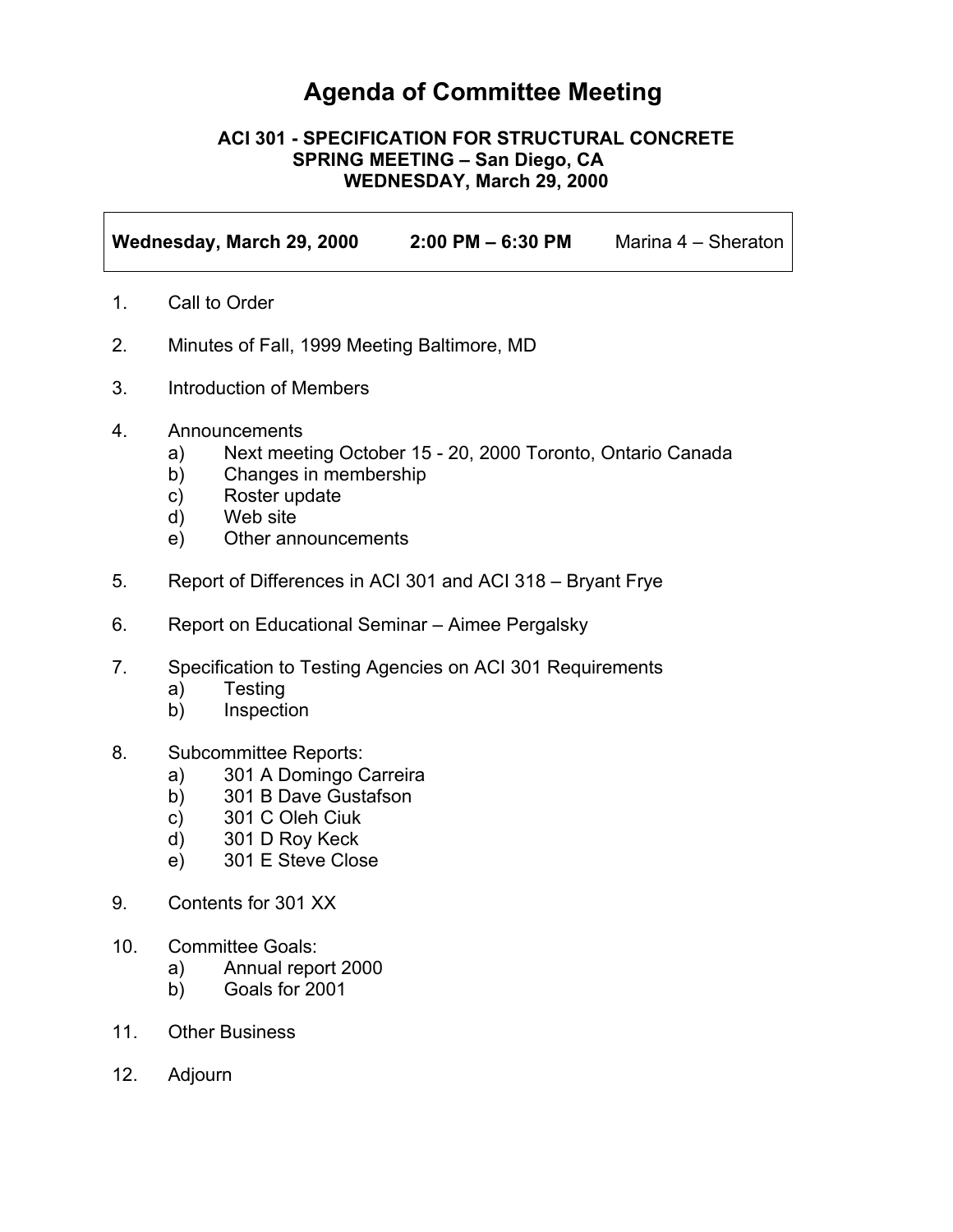# Agenda of Committee Meeting

**ACI 301 - SPECIFICATION FOR STRUCTURAL CONCRETE**
**SPRING MEETING – San Diego, CA**
**WEDNESDAY, March 29, 2000**

| **Wednesday, March 29, 2000** | **2:00 PM – 6:30 PM** | Marina 4 – Sheraton |
| --- | --- | --- |

1. Call to Order
2. Minutes of Fall, 1999 Meeting Baltimore, MD
3. Introduction of Members
4. Announcements
   a) Next meeting October 15 - 20, 2000 Toronto, Ontario Canada
   b) Changes in membership
   c) Roster update
   d) Web site
   e) Other announcements
5. Report of Differences in ACI 301 and ACI 318 – Bryant Frye
6. Report on Educational Seminar – Aimee Pergalsky
7. Specification to Testing Agencies on ACI 301 Requirements
   a) Testing
   b) Inspection
8. Subcommittee Reports:
   a) 301 A Domingo Carreira
   b) 301 B Dave Gustafson
   c) 301 C Oleh Ciuk
   d) 301 D Roy Keck
   e) 301 E Steve Close
9. Contents for 301 XX
10. Committee Goals:
    a) Annual report 2000
    b) Goals for 2001
11. Other Business
12. Adjourn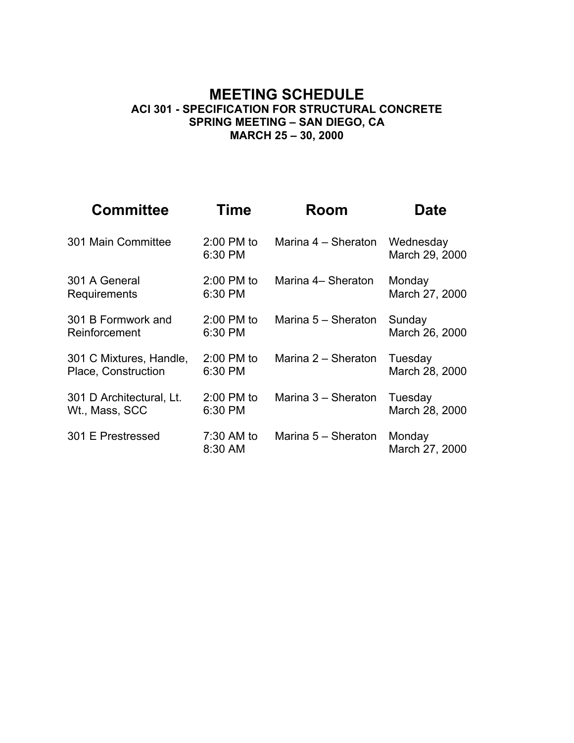# MEETING SCHEDULE

### ACI 301 - SPECIFICATION FOR STRUCTURAL CONCRETE
### SPRING MEETING – SAN DIEGO, CA
### MARCH 25 – 30, 2000

| Committee | Time | Room | Date |
|---|---|---|---|
| 301 Main Committee | 2:00 PM to 6:30 PM | Marina 4 – Sheraton | Wednesday March 29, 2000 |
| 301 A General Requirements | 2:00 PM to 6:30 PM | Marina 4– Sheraton | Monday March 27, 2000 |
| 301 B Formwork and Reinforcement | 2:00 PM to 6:30 PM | Marina 5 – Sheraton | Sunday March 26, 2000 |
| 301 C Mixtures, Handle, Place, Construction | 2:00 PM to 6:30 PM | Marina 2 – Sheraton | Tuesday March 28, 2000 |
| 301 D Architectural, Lt. Wt., Mass, SCC | 2:00 PM to 6:30 PM | Marina 3 – Sheraton | Tuesday March 28, 2000 |
| 301 E Prestressed | 7:30 AM to 8:30 AM | Marina 5 – Sheraton | Monday March 27, 2000 |